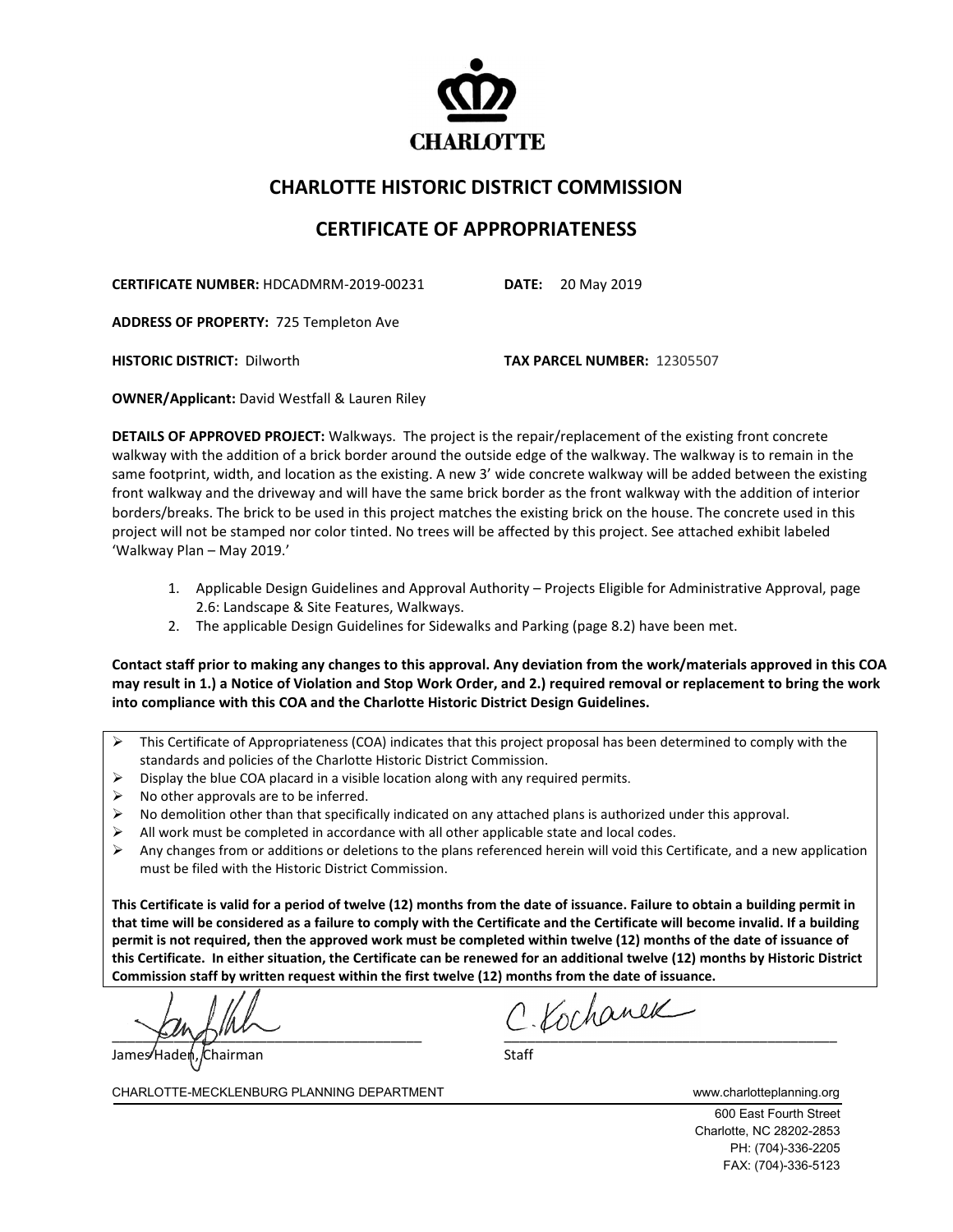CHARLOTTE

## CHARLOTTE HISTORIC DISTRICT COMMISSION

## CERTIFICATE OF APPROPRIATENESS

**CERTIFICATE NUMBER:** HDCADMRM-2019-00231 **DATE:** 20 May 2019

**ADDRESS OF PROPERTY:** 725 Templeton Ave

**HISTORIC DISTRICT:** Dilworth **TAX PARCEL NUMBER:** 12305507

**OWNER/Applicant:** David Westfall & Lauren Riley

**DETAILS OF APPROVED PROJECT:** Walkways. The project is the repair/replacement of the existing front concrete walkway with the addition of a brick border around the outside edge of the walkway. The walkway is to remain in the same footprint, width, and location as the existing. A new 3' wide concrete walkway will be added between the existing front walkway and the driveway and will have the same brick border as the front walkway with the addition of interior borders/breaks. The brick to be used in this project matches the existing brick on the house. The concrete used in this project will not be stamped nor color tinted. No trees will be affected by this project. See attached exhibit labeled 'Walkway Plan – May 2019.'

1. Applicable Design Guidelines and Approval Authority – Projects Eligible for Administrative Approval, page 2.6: Landscape & Site Features, Walkways.
2. The applicable Design Guidelines for Sidewalks and Parking (page 8.2) have been met.

**Contact staff prior to making any changes to this approval. Any deviation from the work/materials approved in this COA may result in 1.) a Notice of Violation and Stop Work Order, and 2.) required removal or replacement to bring the work into compliance with this COA and the Charlotte Historic District Design Guidelines.**

- This Certificate of Appropriateness (COA) indicates that this project proposal has been determined to comply with the standards and policies of the Charlotte Historic District Commission.
- Display the blue COA placard in a visible location along with any required permits.
- No other approvals are to be inferred.
- No demolition other than that specifically indicated on any attached plans is authorized under this approval.
- All work must be completed in accordance with all other applicable state and local codes.
- Any changes from or additions or deletions to the plans referenced herein will void this Certificate, and a new application must be filed with the Historic District Commission.

**This Certificate is valid for a period of twelve (12) months from the date of issuance. Failure to obtain a building permit in that time will be considered as a failure to comply with the Certificate and the Certificate will become invalid. If a building permit is not required, then the approved work must be completed within twelve (12) months of the date of issuance of this Certificate. In either situation, the Certificate can be renewed for an additional twelve (12) months by Historic District Commission staff by written request within the first twelve (12) months from the date of issuance.**

James Haden, Chairman

C. Kochanek
Staff

CHARLOTTE-MECKLENBURG PLANNING DEPARTMENT www.charlotteplanning.org

600 East Fourth Street
Charlotte, NC 28202-2853
PH: (704)-336-2205
FAX: (704)-336-5123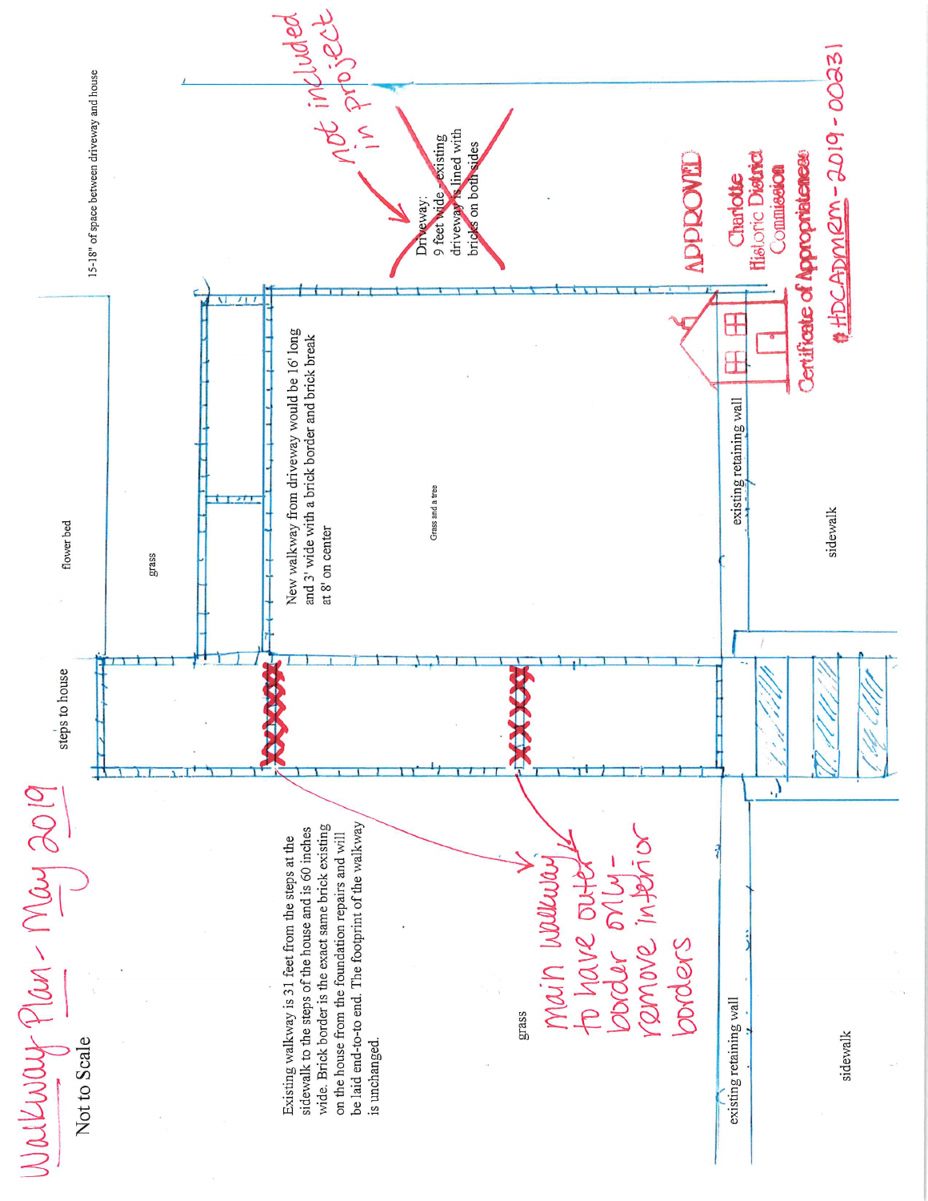# Walkway Plan - May 2019

Not to Scale

15-18" of space between driveway and house

flower bed

steps to house

grass

New walkway from driveway would be 16' long and 3' wide with a brick border and brick break at 8' on center

Grass and a tree

Driveway: 9 feet wide - existing driveway is lined with bricks on both sides

not included in project

APPROVED

Charlotte Historic District Commission

Certificate of Appropriateness

# HDCADMRM-2019-00231

existing retaining wall

sidewalk

Existing walkway is 31 feet from the steps at the sidewalk to the steps of the house and is 60 inches wide. Brick border is the exact same brick existing on the house from the foundation repairs and will be laid end-to-end. The footprint of the walkway is unchanged.

main walkway to have outer border only - remove interior borders

grass

existing retaining wall

sidewalk